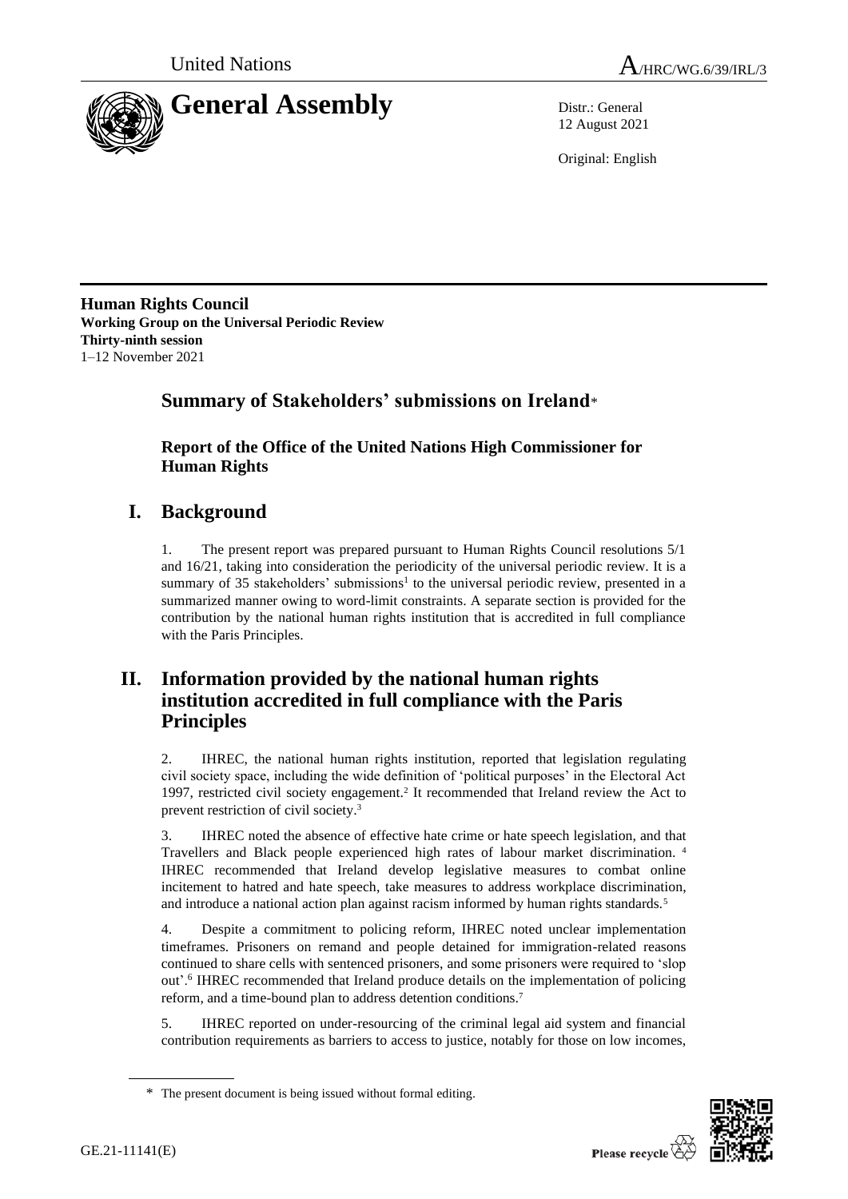United Nations

A/HRC/WG.6/39/IRL/3

# General Assembly

Distr.: General
12 August 2021

Original: English

**Human Rights Council**
**Working Group on the Universal Periodic Review**
**Thirty-ninth session**
1–12 November 2021

## Summary of Stakeholders' submissions on Ireland*

### Report of the Office of the United Nations High Commissioner for Human Rights

## I. Background

1. The present report was prepared pursuant to Human Rights Council resolutions 5/1 and 16/21, taking into consideration the periodicity of the universal periodic review. It is a summary of 35 stakeholders' submissions[1] to the universal periodic review, presented in a summarized manner owing to word-limit constraints. A separate section is provided for the contribution by the national human rights institution that is accredited in full compliance with the Paris Principles.

## II. Information provided by the national human rights institution accredited in full compliance with the Paris Principles

2. IHREC, the national human rights institution, reported that legislation regulating civil society space, including the wide definition of 'political purposes' in the Electoral Act 1997, restricted civil society engagement.[2] It recommended that Ireland review the Act to prevent restriction of civil society.[3]

3. IHREC noted the absence of effective hate crime or hate speech legislation, and that Travellers and Black people experienced high rates of labour market discrimination.[4] IHREC recommended that Ireland develop legislative measures to combat online incitement to hatred and hate speech, take measures to address workplace discrimination, and introduce a national action plan against racism informed by human rights standards.[5]

4. Despite a commitment to policing reform, IHREC noted unclear implementation timeframes. Prisoners on remand and people detained for immigration-related reasons continued to share cells with sentenced prisoners, and some prisoners were required to 'slop out'.[6] IHREC recommended that Ireland produce details on the implementation of policing reform, and a time-bound plan to address detention conditions.[7]

5. IHREC reported on under-resourcing of the criminal legal aid system and financial contribution requirements as barriers to access to justice, notably for those on low incomes,

\* The present document is being issued without formal editing.

GE.21-11141(E)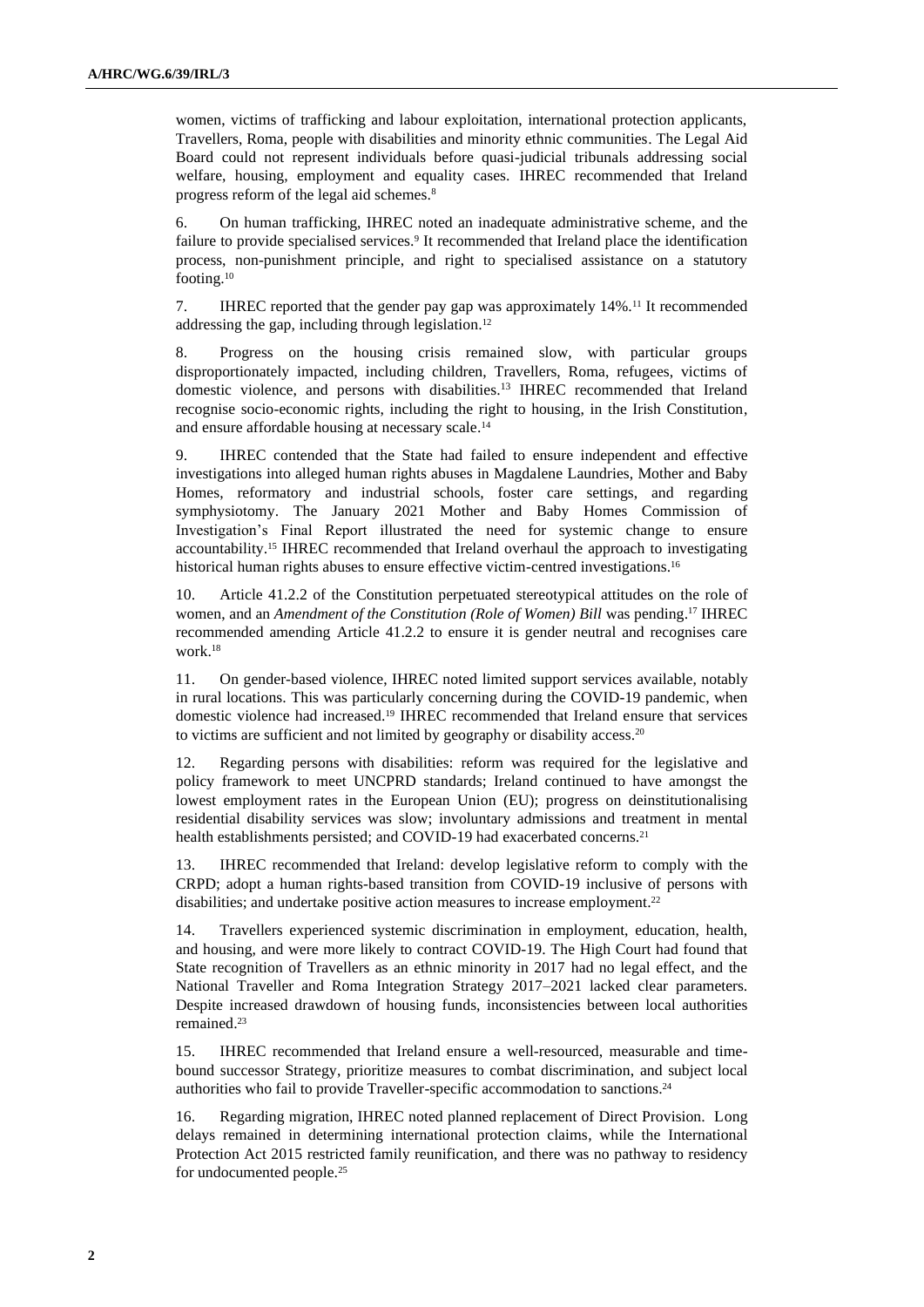women, victims of trafficking and labour exploitation, international protection applicants, Travellers, Roma, people with disabilities and minority ethnic communities. The Legal Aid Board could not represent individuals before quasi-judicial tribunals addressing social welfare, housing, employment and equality cases. IHREC recommended that Ireland progress reform of the legal aid schemes.[8]

6. On human trafficking, IHREC noted an inadequate administrative scheme, and the failure to provide specialised services.[9] It recommended that Ireland place the identification process, non-punishment principle, and right to specialised assistance on a statutory footing.[10]

7. IHREC reported that the gender pay gap was approximately 14%.[11] It recommended addressing the gap, including through legislation.[12]

8. Progress on the housing crisis remained slow, with particular groups disproportionately impacted, including children, Travellers, Roma, refugees, victims of domestic violence, and persons with disabilities.[13] IHREC recommended that Ireland recognise socio-economic rights, including the right to housing, in the Irish Constitution, and ensure affordable housing at necessary scale.[14]

9. IHREC contended that the State had failed to ensure independent and effective investigations into alleged human rights abuses in Magdalene Laundries, Mother and Baby Homes, reformatory and industrial schools, foster care settings, and regarding symphysiotomy. The January 2021 Mother and Baby Homes Commission of Investigation's Final Report illustrated the need for systemic change to ensure accountability.[15] IHREC recommended that Ireland overhaul the approach to investigating historical human rights abuses to ensure effective victim-centred investigations.[16]

10. Article 41.2.2 of the Constitution perpetuated stereotypical attitudes on the role of women, and an *Amendment of the Constitution (Role of Women) Bill* was pending.[17] IHREC recommended amending Article 41.2.2 to ensure it is gender neutral and recognises care work.[18]

11. On gender-based violence, IHREC noted limited support services available, notably in rural locations. This was particularly concerning during the COVID-19 pandemic, when domestic violence had increased.[19] IHREC recommended that Ireland ensure that services to victims are sufficient and not limited by geography or disability access.[20]

12. Regarding persons with disabilities: reform was required for the legislative and policy framework to meet UNCPRD standards; Ireland continued to have amongst the lowest employment rates in the European Union (EU); progress on deinstitutionalising residential disability services was slow; involuntary admissions and treatment in mental health establishments persisted; and COVID-19 had exacerbated concerns.[21]

13. IHREC recommended that Ireland: develop legislative reform to comply with the CRPD; adopt a human rights-based transition from COVID-19 inclusive of persons with disabilities; and undertake positive action measures to increase employment.[22]

14. Travellers experienced systemic discrimination in employment, education, health, and housing, and were more likely to contract COVID-19. The High Court had found that State recognition of Travellers as an ethnic minority in 2017 had no legal effect, and the National Traveller and Roma Integration Strategy 2017–2021 lacked clear parameters. Despite increased drawdown of housing funds, inconsistencies between local authorities remained.[23]

15. IHREC recommended that Ireland ensure a well-resourced, measurable and time-bound successor Strategy, prioritize measures to combat discrimination, and subject local authorities who fail to provide Traveller-specific accommodation to sanctions.[24]

16. Regarding migration, IHREC noted planned replacement of Direct Provision. Long delays remained in determining international protection claims, while the International Protection Act 2015 restricted family reunification, and there was no pathway to residency for undocumented people.[25]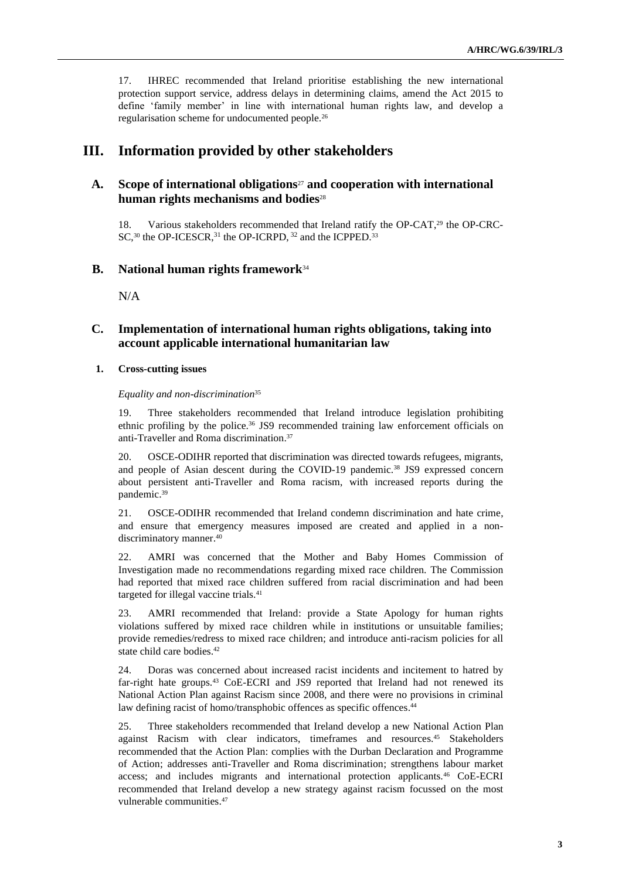17. IHREC recommended that Ireland prioritise establishing the new international protection support service, address delays in determining claims, amend the Act 2015 to define 'family member' in line with international human rights law, and develop a regularisation scheme for undocumented people.[26]

# III. Information provided by other stakeholders

## A. Scope of international obligations[27] and cooperation with international human rights mechanisms and bodies[28]

18. Various stakeholders recommended that Ireland ratify the OP-CAT,[29] the OP-CRC-SC,[30] the OP-ICESCR,[31] the OP-ICRPD, [32] and the ICPPED.[33]

## B. National human rights framework[34]

N/A

## C. Implementation of international human rights obligations, taking into account applicable international humanitarian law

### 1. Cross-cutting issues

*Equality and non-discrimination*[35]

19. Three stakeholders recommended that Ireland introduce legislation prohibiting ethnic profiling by the police.[36] JS9 recommended training law enforcement officials on anti-Traveller and Roma discrimination.[37]

20. OSCE-ODIHR reported that discrimination was directed towards refugees, migrants, and people of Asian descent during the COVID-19 pandemic.[38] JS9 expressed concern about persistent anti-Traveller and Roma racism, with increased reports during the pandemic.[39]

21. OSCE-ODIHR recommended that Ireland condemn discrimination and hate crime, and ensure that emergency measures imposed are created and applied in a non-discriminatory manner.[40]

22. AMRI was concerned that the Mother and Baby Homes Commission of Investigation made no recommendations regarding mixed race children. The Commission had reported that mixed race children suffered from racial discrimination and had been targeted for illegal vaccine trials.[41]

23. AMRI recommended that Ireland: provide a State Apology for human rights violations suffered by mixed race children while in institutions or unsuitable families; provide remedies/redress to mixed race children; and introduce anti-racism policies for all state child care bodies.[42]

24. Doras was concerned about increased racist incidents and incitement to hatred by far-right hate groups.[43] CoE-ECRI and JS9 reported that Ireland had not renewed its National Action Plan against Racism since 2008, and there were no provisions in criminal law defining racist of homo/transphobic offences as specific offences.[44]

25. Three stakeholders recommended that Ireland develop a new National Action Plan against Racism with clear indicators, timeframes and resources.[45] Stakeholders recommended that the Action Plan: complies with the Durban Declaration and Programme of Action; addresses anti-Traveller and Roma discrimination; strengthens labour market access; and includes migrants and international protection applicants.[46] CoE-ECRI recommended that Ireland develop a new strategy against racism focussed on the most vulnerable communities.[47]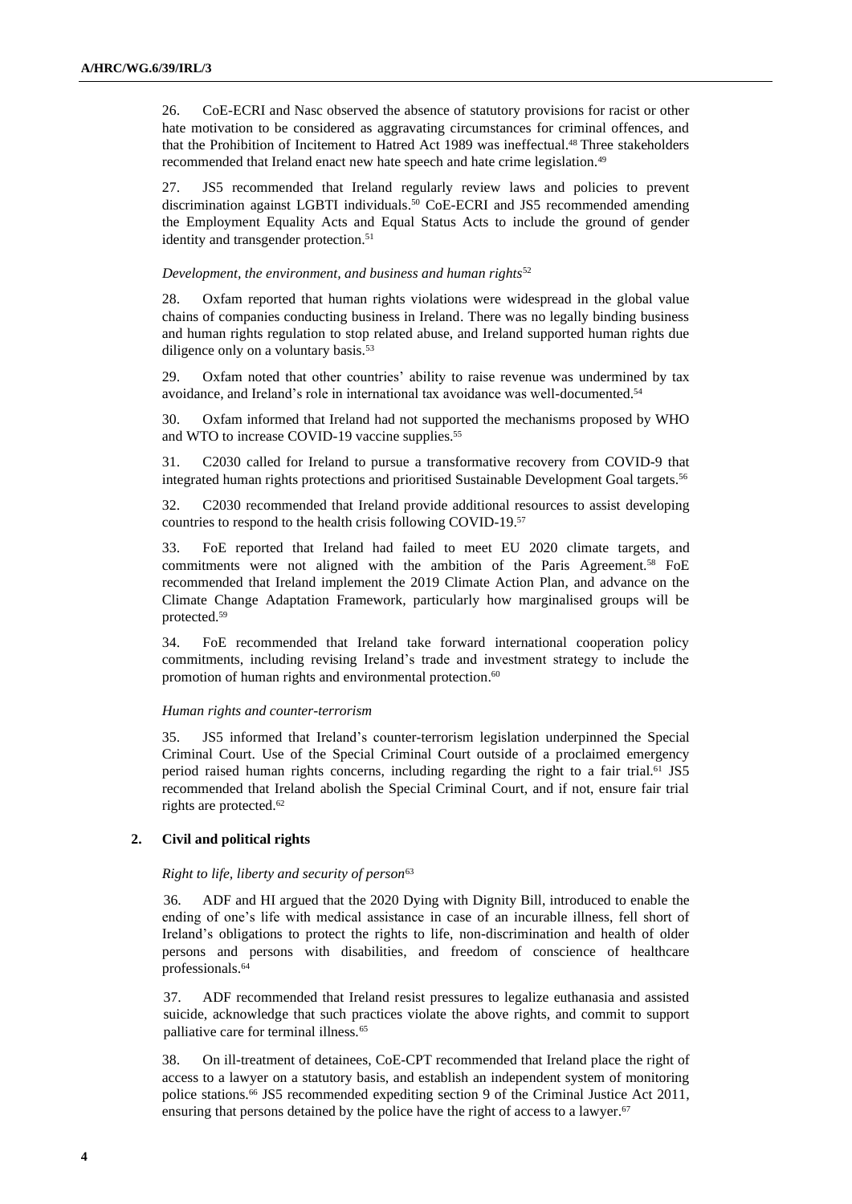26. CoE-ECRI and Nasc observed the absence of statutory provisions for racist or other hate motivation to be considered as aggravating circumstances for criminal offences, and that the Prohibition of Incitement to Hatred Act 1989 was ineffectual.[48] Three stakeholders recommended that Ireland enact new hate speech and hate crime legislation.[49]

27. JS5 recommended that Ireland regularly review laws and policies to prevent discrimination against LGBTI individuals.[50] CoE-ECRI and JS5 recommended amending the Employment Equality Acts and Equal Status Acts to include the ground of gender identity and transgender protection.[51]

*Development, the environment, and business and human rights*[52]

28. Oxfam reported that human rights violations were widespread in the global value chains of companies conducting business in Ireland. There was no legally binding business and human rights regulation to stop related abuse, and Ireland supported human rights due diligence only on a voluntary basis.[53]

29. Oxfam noted that other countries' ability to raise revenue was undermined by tax avoidance, and Ireland's role in international tax avoidance was well-documented.[54]

30. Oxfam informed that Ireland had not supported the mechanisms proposed by WHO and WTO to increase COVID-19 vaccine supplies.[55]

31. C2030 called for Ireland to pursue a transformative recovery from COVID-9 that integrated human rights protections and prioritised Sustainable Development Goal targets.[56]

32. C2030 recommended that Ireland provide additional resources to assist developing countries to respond to the health crisis following COVID-19.[57]

33. FoE reported that Ireland had failed to meet EU 2020 climate targets, and commitments were not aligned with the ambition of the Paris Agreement.[58] FoE recommended that Ireland implement the 2019 Climate Action Plan, and advance on the Climate Change Adaptation Framework, particularly how marginalised groups will be protected.[59]

34. FoE recommended that Ireland take forward international cooperation policy commitments, including revising Ireland's trade and investment strategy to include the promotion of human rights and environmental protection.[60]

*Human rights and counter-terrorism*

35. JS5 informed that Ireland's counter-terrorism legislation underpinned the Special Criminal Court. Use of the Special Criminal Court outside of a proclaimed emergency period raised human rights concerns, including regarding the right to a fair trial.[61] JS5 recommended that Ireland abolish the Special Criminal Court, and if not, ensure fair trial rights are protected.[62]

## 2. Civil and political rights

*Right to life, liberty and security of person*[63]

36. ADF and HI argued that the 2020 Dying with Dignity Bill, introduced to enable the ending of one's life with medical assistance in case of an incurable illness, fell short of Ireland's obligations to protect the rights to life, non-discrimination and health of older persons and persons with disabilities, and freedom of conscience of healthcare professionals.[64]

37. ADF recommended that Ireland resist pressures to legalize euthanasia and assisted suicide, acknowledge that such practices violate the above rights, and commit to support palliative care for terminal illness.[65]

38. On ill-treatment of detainees, CoE-CPT recommended that Ireland place the right of access to a lawyer on a statutory basis, and establish an independent system of monitoring police stations.[66] JS5 recommended expediting section 9 of the Criminal Justice Act 2011, ensuring that persons detained by the police have the right of access to a lawyer.[67]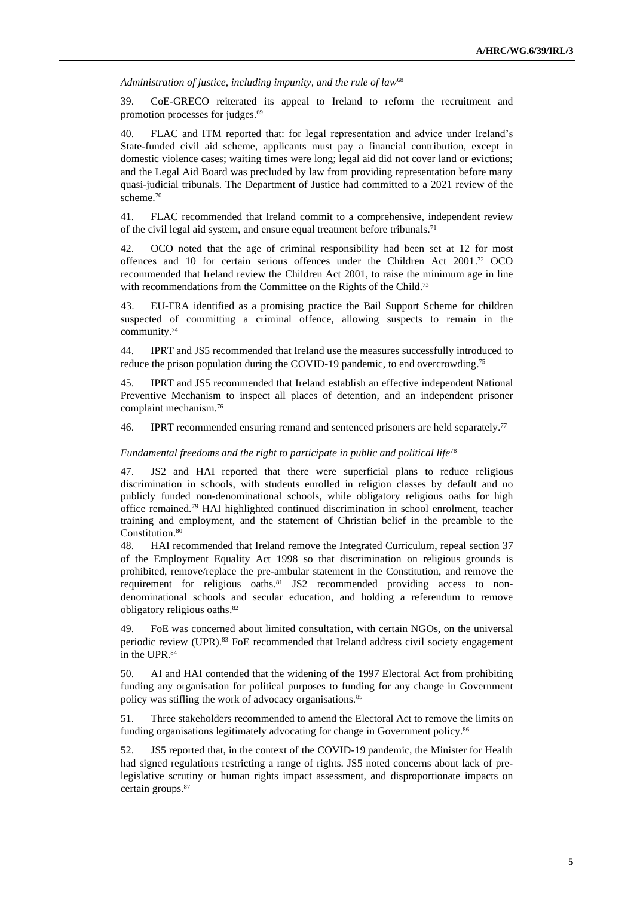*Administration of justice, including impunity, and the rule of law*[68]

39. CoE-GRECO reiterated its appeal to Ireland to reform the recruitment and promotion processes for judges.[69]

40. FLAC and ITM reported that: for legal representation and advice under Ireland's State-funded civil aid scheme, applicants must pay a financial contribution, except in domestic violence cases; waiting times were long; legal aid did not cover land or evictions; and the Legal Aid Board was precluded by law from providing representation before many quasi-judicial tribunals. The Department of Justice had committed to a 2021 review of the scheme.[70]

41. FLAC recommended that Ireland commit to a comprehensive, independent review of the civil legal aid system, and ensure equal treatment before tribunals.[71]

42. OCO noted that the age of criminal responsibility had been set at 12 for most offences and 10 for certain serious offences under the Children Act 2001.[72] OCO recommended that Ireland review the Children Act 2001, to raise the minimum age in line with recommendations from the Committee on the Rights of the Child.[73]

43. EU-FRA identified as a promising practice the Bail Support Scheme for children suspected of committing a criminal offence, allowing suspects to remain in the community.[74]

44. IPRT and JS5 recommended that Ireland use the measures successfully introduced to reduce the prison population during the COVID-19 pandemic, to end overcrowding.[75]

45. IPRT and JS5 recommended that Ireland establish an effective independent National Preventive Mechanism to inspect all places of detention, and an independent prisoner complaint mechanism.[76]

46. IPRT recommended ensuring remand and sentenced prisoners are held separately.[77]

*Fundamental freedoms and the right to participate in public and political life*[78]

47. JS2 and HAI reported that there were superficial plans to reduce religious discrimination in schools, with students enrolled in religion classes by default and no publicly funded non-denominational schools, while obligatory religious oaths for high office remained.[79] HAI highlighted continued discrimination in school enrolment, teacher training and employment, and the statement of Christian belief in the preamble to the Constitution.[80]

48. HAI recommended that Ireland remove the Integrated Curriculum, repeal section 37 of the Employment Equality Act 1998 so that discrimination on religious grounds is prohibited, remove/replace the pre-ambular statement in the Constitution, and remove the requirement for religious oaths.[81] JS2 recommended providing access to non-denominational schools and secular education, and holding a referendum to remove obligatory religious oaths.[82]

49. FoE was concerned about limited consultation, with certain NGOs, on the universal periodic review (UPR).[83] FoE recommended that Ireland address civil society engagement in the UPR.[84]

50. AI and HAI contended that the widening of the 1997 Electoral Act from prohibiting funding any organisation for political purposes to funding for any change in Government policy was stifling the work of advocacy organisations.[85]

51. Three stakeholders recommended to amend the Electoral Act to remove the limits on funding organisations legitimately advocating for change in Government policy.[86]

52. JS5 reported that, in the context of the COVID-19 pandemic, the Minister for Health had signed regulations restricting a range of rights. JS5 noted concerns about lack of pre-legislative scrutiny or human rights impact assessment, and disproportionate impacts on certain groups.[87]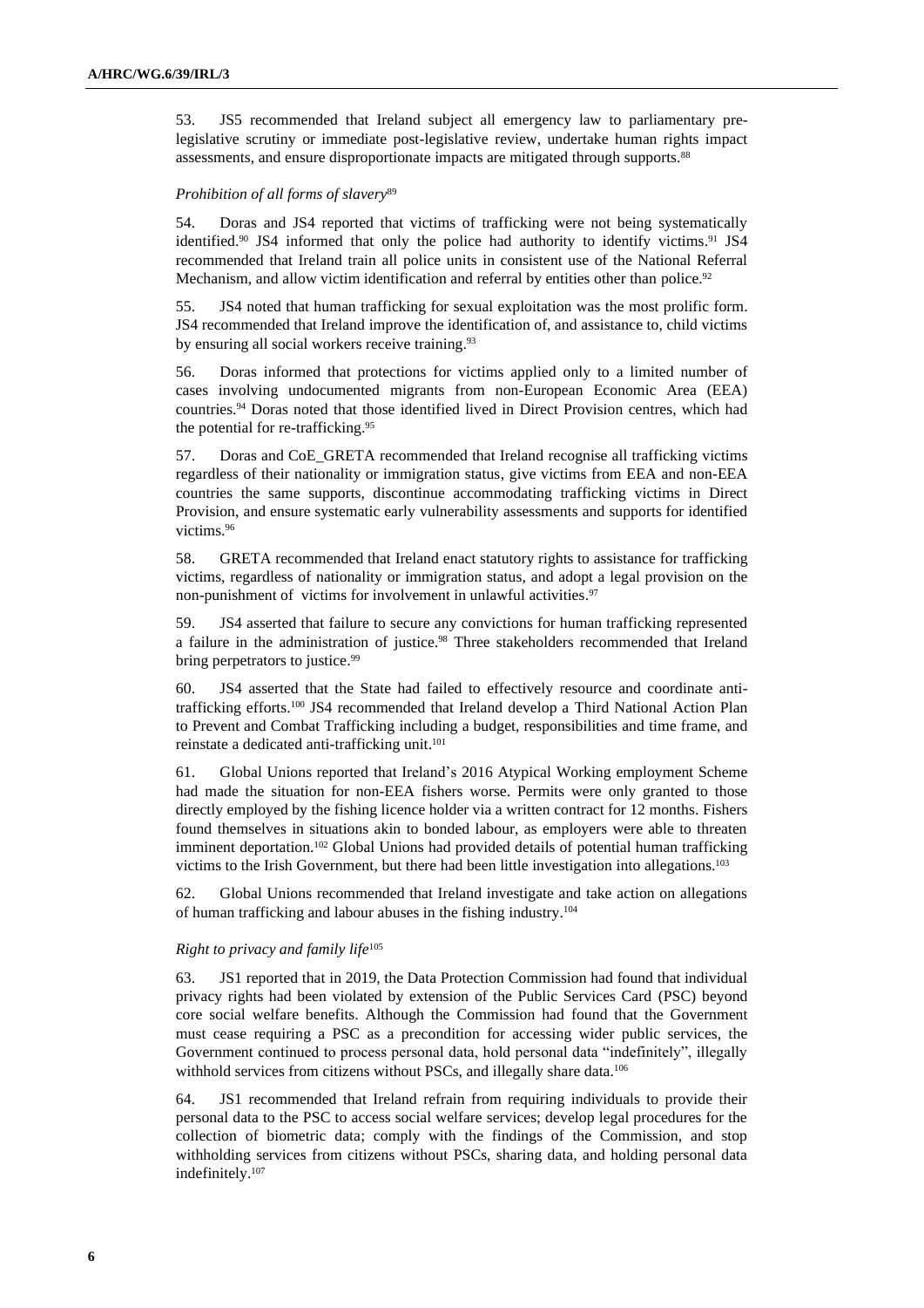53. JS5 recommended that Ireland subject all emergency law to parliamentary pre-legislative scrutiny or immediate post-legislative review, undertake human rights impact assessments, and ensure disproportionate impacts are mitigated through supports.[88]

*Prohibition of all forms of slavery*[89]

54. Doras and JS4 reported that victims of trafficking were not being systematically identified.[90] JS4 informed that only the police had authority to identify victims.[91] JS4 recommended that Ireland train all police units in consistent use of the National Referral Mechanism, and allow victim identification and referral by entities other than police.[92]

55. JS4 noted that human trafficking for sexual exploitation was the most prolific form. JS4 recommended that Ireland improve the identification of, and assistance to, child victims by ensuring all social workers receive training.[93]

56. Doras informed that protections for victims applied only to a limited number of cases involving undocumented migrants from non-European Economic Area (EEA) countries.[94] Doras noted that those identified lived in Direct Provision centres, which had the potential for re-trafficking.[95]

57. Doras and CoE_GRETA recommended that Ireland recognise all trafficking victims regardless of their nationality or immigration status, give victims from EEA and non-EEA countries the same supports, discontinue accommodating trafficking victims in Direct Provision, and ensure systematic early vulnerability assessments and supports for identified victims.[96]

58. GRETA recommended that Ireland enact statutory rights to assistance for trafficking victims, regardless of nationality or immigration status, and adopt a legal provision on the non-punishment of victims for involvement in unlawful activities.[97]

59. JS4 asserted that failure to secure any convictions for human trafficking represented a failure in the administration of justice.[98] Three stakeholders recommended that Ireland bring perpetrators to justice.[99]

60. JS4 asserted that the State had failed to effectively resource and coordinate anti-trafficking efforts.[100] JS4 recommended that Ireland develop a Third National Action Plan to Prevent and Combat Trafficking including a budget, responsibilities and time frame, and reinstate a dedicated anti-trafficking unit.[101]

61. Global Unions reported that Ireland's 2016 Atypical Working employment Scheme had made the situation for non-EEA fishers worse. Permits were only granted to those directly employed by the fishing licence holder via a written contract for 12 months. Fishers found themselves in situations akin to bonded labour, as employers were able to threaten imminent deportation.[102] Global Unions had provided details of potential human trafficking victims to the Irish Government, but there had been little investigation into allegations.[103]

62. Global Unions recommended that Ireland investigate and take action on allegations of human trafficking and labour abuses in the fishing industry.[104]

*Right to privacy and family life*[105]

63. JS1 reported that in 2019, the Data Protection Commission had found that individual privacy rights had been violated by extension of the Public Services Card (PSC) beyond core social welfare benefits. Although the Commission had found that the Government must cease requiring a PSC as a precondition for accessing wider public services, the Government continued to process personal data, hold personal data "indefinitely", illegally withhold services from citizens without PSCs, and illegally share data.[106]

64. JS1 recommended that Ireland refrain from requiring individuals to provide their personal data to the PSC to access social welfare services; develop legal procedures for the collection of biometric data; comply with the findings of the Commission, and stop withholding services from citizens without PSCs, sharing data, and holding personal data indefinitely.[107]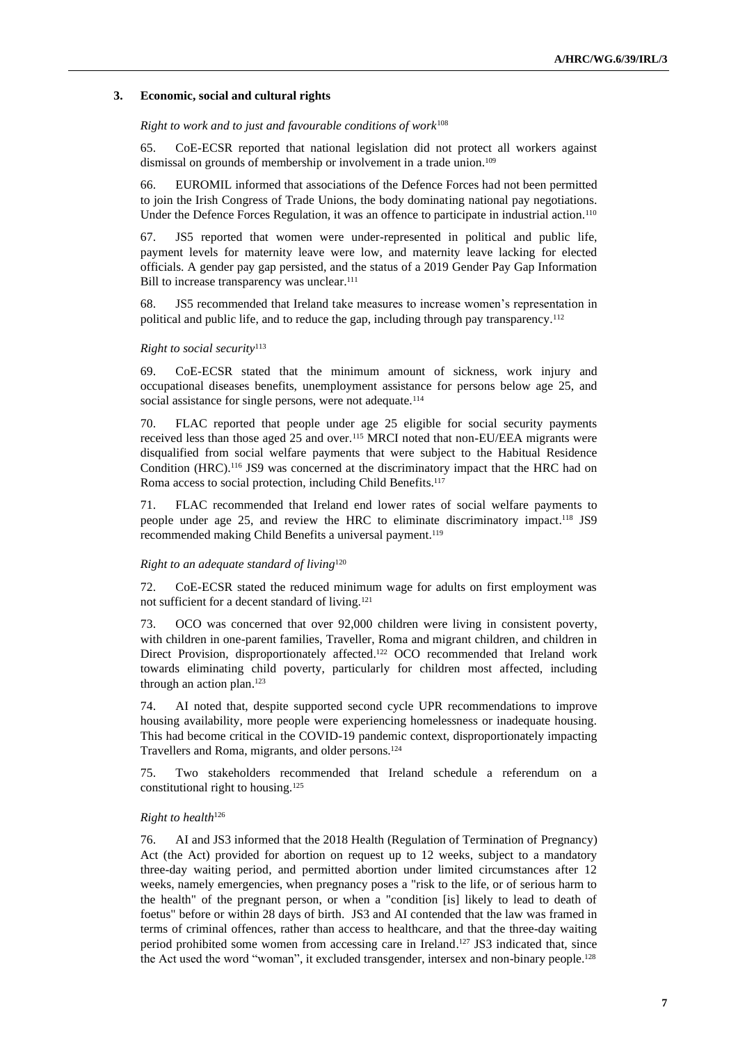### 3. Economic, social and cultural rights

*Right to work and to just and favourable conditions of work*[108]

65. CoE-ECSR reported that national legislation did not protect all workers against dismissal on grounds of membership or involvement in a trade union.[109]

66. EUROMIL informed that associations of the Defence Forces had not been permitted to join the Irish Congress of Trade Unions, the body dominating national pay negotiations. Under the Defence Forces Regulation, it was an offence to participate in industrial action.[110]

67. JS5 reported that women were under-represented in political and public life, payment levels for maternity leave were low, and maternity leave lacking for elected officials. A gender pay gap persisted, and the status of a 2019 Gender Pay Gap Information Bill to increase transparency was unclear.[111]

68. JS5 recommended that Ireland take measures to increase women's representation in political and public life, and to reduce the gap, including through pay transparency.[112]

*Right to social security*[113]

69. CoE-ECSR stated that the minimum amount of sickness, work injury and occupational diseases benefits, unemployment assistance for persons below age 25, and social assistance for single persons, were not adequate.[114]

70. FLAC reported that people under age 25 eligible for social security payments received less than those aged 25 and over.[115] MRCI noted that non-EU/EEA migrants were disqualified from social welfare payments that were subject to the Habitual Residence Condition (HRC).[116] JS9 was concerned at the discriminatory impact that the HRC had on Roma access to social protection, including Child Benefits.[117]

71. FLAC recommended that Ireland end lower rates of social welfare payments to people under age 25, and review the HRC to eliminate discriminatory impact.[118] JS9 recommended making Child Benefits a universal payment.[119]

*Right to an adequate standard of living*[120]

72. CoE-ECSR stated the reduced minimum wage for adults on first employment was not sufficient for a decent standard of living.[121]

73. OCO was concerned that over 92,000 children were living in consistent poverty, with children in one-parent families, Traveller, Roma and migrant children, and children in Direct Provision, disproportionately affected.[122] OCO recommended that Ireland work towards eliminating child poverty, particularly for children most affected, including through an action plan.[123]

74. AI noted that, despite supported second cycle UPR recommendations to improve housing availability, more people were experiencing homelessness or inadequate housing. This had become critical in the COVID-19 pandemic context, disproportionately impacting Travellers and Roma, migrants, and older persons.[124]

75. Two stakeholders recommended that Ireland schedule a referendum on a constitutional right to housing.[125]

*Right to health*[126]

76. AI and JS3 informed that the 2018 Health (Regulation of Termination of Pregnancy) Act (the Act) provided for abortion on request up to 12 weeks, subject to a mandatory three-day waiting period, and permitted abortion under limited circumstances after 12 weeks, namely emergencies, when pregnancy poses a "risk to the life, or of serious harm to the health" of the pregnant person, or when a "condition [is] likely to lead to death of foetus" before or within 28 days of birth. JS3 and AI contended that the law was framed in terms of criminal offences, rather than access to healthcare, and that the three-day waiting period prohibited some women from accessing care in Ireland.[127] JS3 indicated that, since the Act used the word "woman", it excluded transgender, intersex and non-binary people.[128]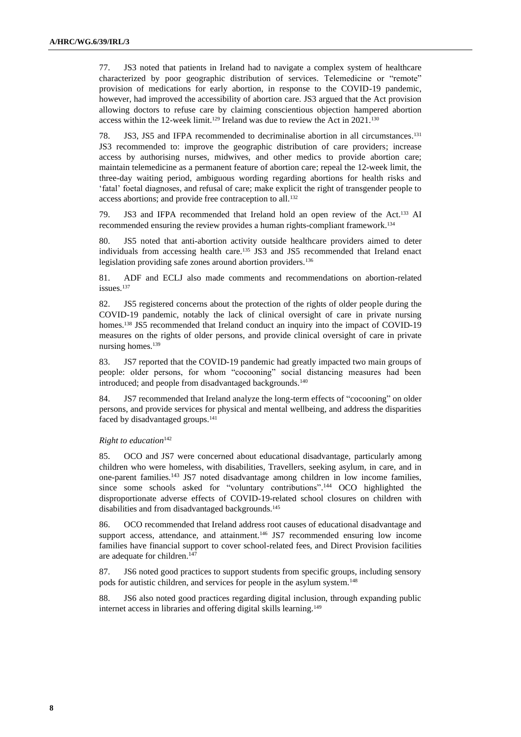77. JS3 noted that patients in Ireland had to navigate a complex system of healthcare characterized by poor geographic distribution of services. Telemedicine or "remote" provision of medications for early abortion, in response to the COVID-19 pandemic, however, had improved the accessibility of abortion care. JS3 argued that the Act provision allowing doctors to refuse care by claiming conscientious objection hampered abortion access within the 12-week limit.[129] Ireland was due to review the Act in 2021.[130]

78. JS3, JS5 and IFPA recommended to decriminalise abortion in all circumstances.[131] JS3 recommended to: improve the geographic distribution of care providers; increase access by authorising nurses, midwives, and other medics to provide abortion care; maintain telemedicine as a permanent feature of abortion care; repeal the 12-week limit, the three-day waiting period, ambiguous wording regarding abortions for health risks and 'fatal' foetal diagnoses, and refusal of care; make explicit the right of transgender people to access abortions; and provide free contraception to all.[132]

79. JS3 and IFPA recommended that Ireland hold an open review of the Act.[133] AI recommended ensuring the review provides a human rights-compliant framework.[134]

80. JS5 noted that anti-abortion activity outside healthcare providers aimed to deter individuals from accessing health care.[135] JS3 and JS5 recommended that Ireland enact legislation providing safe zones around abortion providers.[136]

81. ADF and ECLJ also made comments and recommendations on abortion-related issues.[137]

82. JS5 registered concerns about the protection of the rights of older people during the COVID-19 pandemic, notably the lack of clinical oversight of care in private nursing homes.[138] JS5 recommended that Ireland conduct an inquiry into the impact of COVID-19 measures on the rights of older persons, and provide clinical oversight of care in private nursing homes.[139]

83. JS7 reported that the COVID-19 pandemic had greatly impacted two main groups of people: older persons, for whom "cocooning" social distancing measures had been introduced; and people from disadvantaged backgrounds.[140]

84. JS7 recommended that Ireland analyze the long-term effects of "cocooning" on older persons, and provide services for physical and mental wellbeing, and address the disparities faced by disadvantaged groups.[141]

*Right to education*[142]

85. OCO and JS7 were concerned about educational disadvantage, particularly among children who were homeless, with disabilities, Travellers, seeking asylum, in care, and in one-parent families.[143] JS7 noted disadvantage among children in low income families, since some schools asked for "voluntary contributions".[144] OCO highlighted the disproportionate adverse effects of COVID-19-related school closures on children with disabilities and from disadvantaged backgrounds.[145]

86. OCO recommended that Ireland address root causes of educational disadvantage and support access, attendance, and attainment.[146] JS7 recommended ensuring low income families have financial support to cover school-related fees, and Direct Provision facilities are adequate for children.[147]

87. JS6 noted good practices to support students from specific groups, including sensory pods for autistic children, and services for people in the asylum system.[148]

88. JS6 also noted good practices regarding digital inclusion, through expanding public internet access in libraries and offering digital skills learning.[149]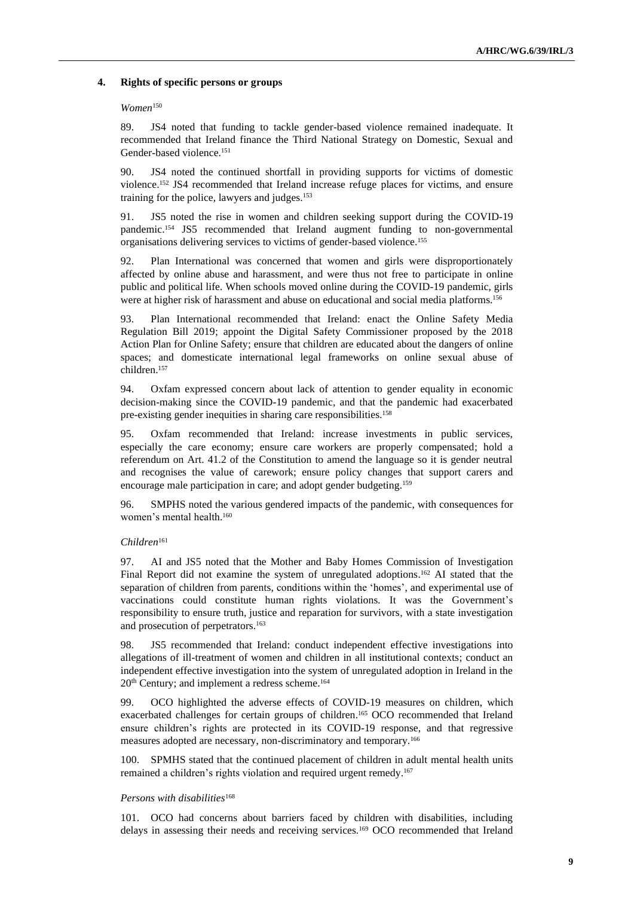### 4. Rights of specific persons or groups

*Women*[150]

89. JS4 noted that funding to tackle gender-based violence remained inadequate. It recommended that Ireland finance the Third National Strategy on Domestic, Sexual and Gender-based violence.[151]

90. JS4 noted the continued shortfall in providing supports for victims of domestic violence.[152] JS4 recommended that Ireland increase refuge places for victims, and ensure training for the police, lawyers and judges.[153]

91. JS5 noted the rise in women and children seeking support during the COVID-19 pandemic.[154] JS5 recommended that Ireland augment funding to non-governmental organisations delivering services to victims of gender-based violence.[155]

92. Plan International was concerned that women and girls were disproportionately affected by online abuse and harassment, and were thus not free to participate in online public and political life. When schools moved online during the COVID-19 pandemic, girls were at higher risk of harassment and abuse on educational and social media platforms.[156]

93. Plan International recommended that Ireland: enact the Online Safety Media Regulation Bill 2019; appoint the Digital Safety Commissioner proposed by the 2018 Action Plan for Online Safety; ensure that children are educated about the dangers of online spaces; and domesticate international legal frameworks on online sexual abuse of children.[157]

94. Oxfam expressed concern about lack of attention to gender equality in economic decision-making since the COVID-19 pandemic, and that the pandemic had exacerbated pre-existing gender inequities in sharing care responsibilities.[158]

95. Oxfam recommended that Ireland: increase investments in public services, especially the care economy; ensure care workers are properly compensated; hold a referendum on Art. 41.2 of the Constitution to amend the language so it is gender neutral and recognises the value of carework; ensure policy changes that support carers and encourage male participation in care; and adopt gender budgeting.[159]

96. SMPHS noted the various gendered impacts of the pandemic, with consequences for women's mental health.[160]

*Children*[161]

97. AI and JS5 noted that the Mother and Baby Homes Commission of Investigation Final Report did not examine the system of unregulated adoptions.[162] AI stated that the separation of children from parents, conditions within the 'homes', and experimental use of vaccinations could constitute human rights violations. It was the Government's responsibility to ensure truth, justice and reparation for survivors, with a state investigation and prosecution of perpetrators.[163]

98. JS5 recommended that Ireland: conduct independent effective investigations into allegations of ill-treatment of women and children in all institutional contexts; conduct an independent effective investigation into the system of unregulated adoption in Ireland in the 20th Century; and implement a redress scheme.[164]

99. OCO highlighted the adverse effects of COVID-19 measures on children, which exacerbated challenges for certain groups of children.[165] OCO recommended that Ireland ensure children's rights are protected in its COVID-19 response, and that regressive measures adopted are necessary, non-discriminatory and temporary.[166]

100. SPMHS stated that the continued placement of children in adult mental health units remained a children's rights violation and required urgent remedy.[167]

*Persons with disabilities*[168]

101. OCO had concerns about barriers faced by children with disabilities, including delays in assessing their needs and receiving services.[169] OCO recommended that Ireland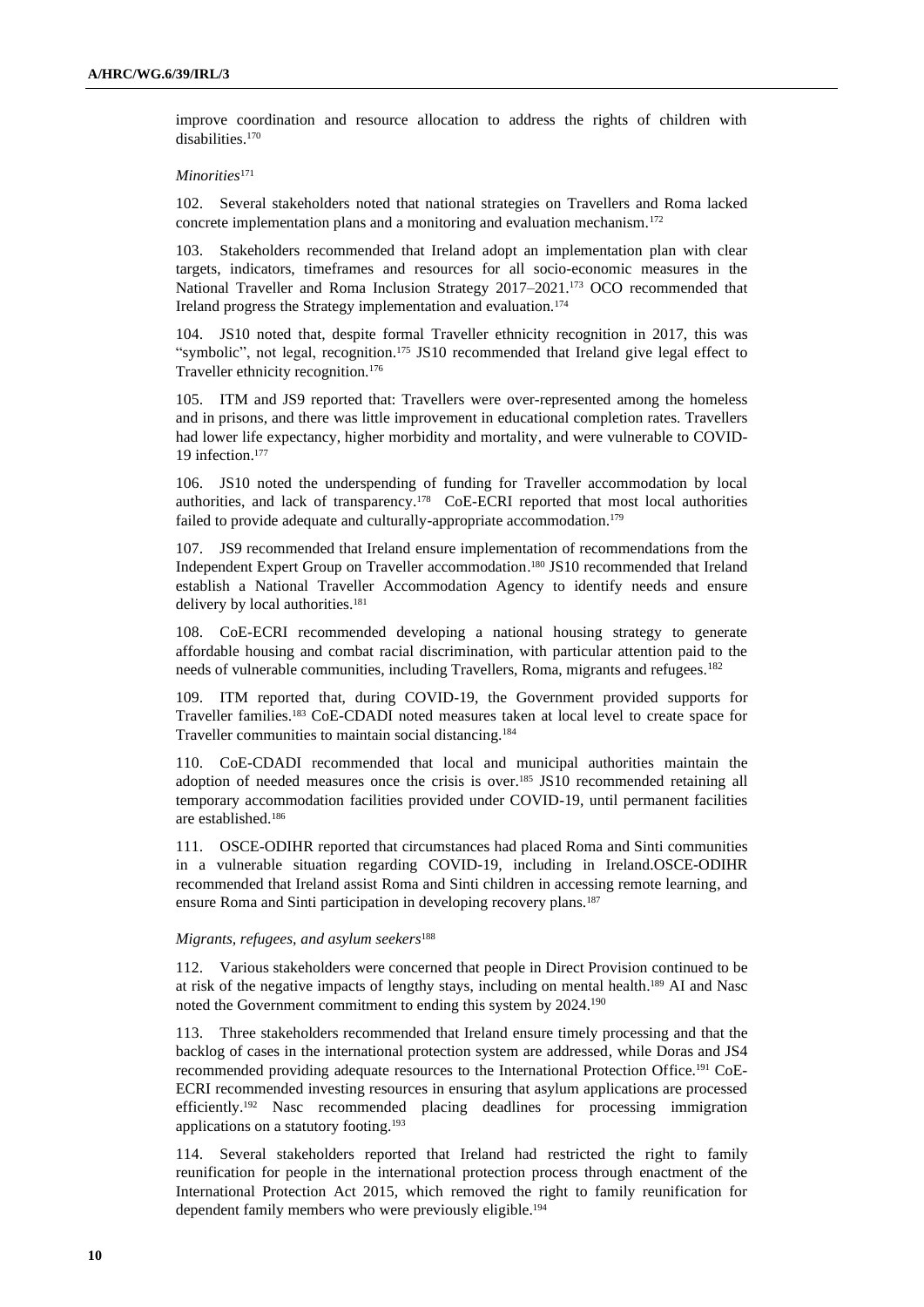improve coordination and resource allocation to address the rights of children with disabilities.[170]

*Minorities*[171]

102. Several stakeholders noted that national strategies on Travellers and Roma lacked concrete implementation plans and a monitoring and evaluation mechanism.[172]

103. Stakeholders recommended that Ireland adopt an implementation plan with clear targets, indicators, timeframes and resources for all socio-economic measures in the National Traveller and Roma Inclusion Strategy 2017–2021.[173] OCO recommended that Ireland progress the Strategy implementation and evaluation.[174]

104. JS10 noted that, despite formal Traveller ethnicity recognition in 2017, this was "symbolic", not legal, recognition.[175] JS10 recommended that Ireland give legal effect to Traveller ethnicity recognition.[176]

105. ITM and JS9 reported that: Travellers were over-represented among the homeless and in prisons, and there was little improvement in educational completion rates. Travellers had lower life expectancy, higher morbidity and mortality, and were vulnerable to COVID-19 infection.[177]

106. JS10 noted the underspending of funding for Traveller accommodation by local authorities, and lack of transparency.[178] CoE-ECRI reported that most local authorities failed to provide adequate and culturally-appropriate accommodation.[179]

107. JS9 recommended that Ireland ensure implementation of recommendations from the Independent Expert Group on Traveller accommodation.[180] JS10 recommended that Ireland establish a National Traveller Accommodation Agency to identify needs and ensure delivery by local authorities.[181]

108. CoE-ECRI recommended developing a national housing strategy to generate affordable housing and combat racial discrimination, with particular attention paid to the needs of vulnerable communities, including Travellers, Roma, migrants and refugees.[182]

109. ITM reported that, during COVID-19, the Government provided supports for Traveller families.[183] CoE-CDADI noted measures taken at local level to create space for Traveller communities to maintain social distancing.[184]

110. CoE-CDADI recommended that local and municipal authorities maintain the adoption of needed measures once the crisis is over.[185] JS10 recommended retaining all temporary accommodation facilities provided under COVID-19, until permanent facilities are established.[186]

111. OSCE-ODIHR reported that circumstances had placed Roma and Sinti communities in a vulnerable situation regarding COVID-19, including in Ireland.OSCE-ODIHR recommended that Ireland assist Roma and Sinti children in accessing remote learning, and ensure Roma and Sinti participation in developing recovery plans.[187]

*Migrants, refugees, and asylum seekers*[188]

112. Various stakeholders were concerned that people in Direct Provision continued to be at risk of the negative impacts of lengthy stays, including on mental health.[189] AI and Nasc noted the Government commitment to ending this system by 2024.[190]

113. Three stakeholders recommended that Ireland ensure timely processing and that the backlog of cases in the international protection system are addressed, while Doras and JS4 recommended providing adequate resources to the International Protection Office.[191] CoE-ECRI recommended investing resources in ensuring that asylum applications are processed efficiently.[192] Nasc recommended placing deadlines for processing immigration applications on a statutory footing.[193]

114. Several stakeholders reported that Ireland had restricted the right to family reunification for people in the international protection process through enactment of the International Protection Act 2015, which removed the right to family reunification for dependent family members who were previously eligible.[194]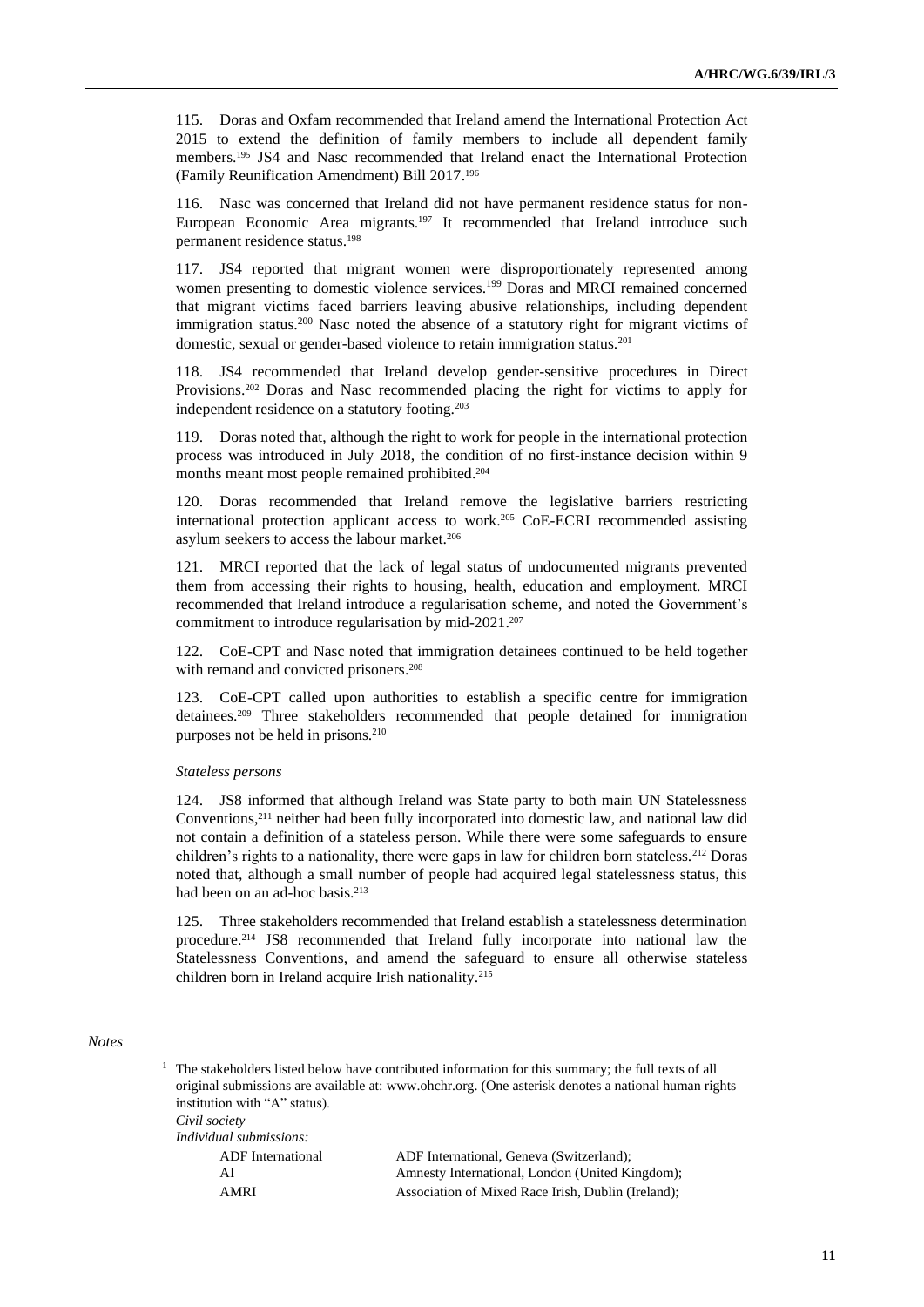115. Doras and Oxfam recommended that Ireland amend the International Protection Act 2015 to extend the definition of family members to include all dependent family members.[195] JS4 and Nasc recommended that Ireland enact the International Protection (Family Reunification Amendment) Bill 2017.[196]

116. Nasc was concerned that Ireland did not have permanent residence status for non-European Economic Area migrants.[197] It recommended that Ireland introduce such permanent residence status.[198]

117. JS4 reported that migrant women were disproportionately represented among women presenting to domestic violence services.[199] Doras and MRCI remained concerned that migrant victims faced barriers leaving abusive relationships, including dependent immigration status.[200] Nasc noted the absence of a statutory right for migrant victims of domestic, sexual or gender-based violence to retain immigration status.[201]

118. JS4 recommended that Ireland develop gender-sensitive procedures in Direct Provisions.[202] Doras and Nasc recommended placing the right for victims to apply for independent residence on a statutory footing.[203]

119. Doras noted that, although the right to work for people in the international protection process was introduced in July 2018, the condition of no first-instance decision within 9 months meant most people remained prohibited.[204]

120. Doras recommended that Ireland remove the legislative barriers restricting international protection applicant access to work.[205] CoE-ECRI recommended assisting asylum seekers to access the labour market.[206]

121. MRCI reported that the lack of legal status of undocumented migrants prevented them from accessing their rights to housing, health, education and employment. MRCI recommended that Ireland introduce a regularisation scheme, and noted the Government's commitment to introduce regularisation by mid-2021.[207]

122. CoE-CPT and Nasc noted that immigration detainees continued to be held together with remand and convicted prisoners.[208]

123. CoE-CPT called upon authorities to establish a specific centre for immigration detainees.[209] Three stakeholders recommended that people detained for immigration purposes not be held in prisons.[210]

*Stateless persons*

124. JS8 informed that although Ireland was State party to both main UN Statelessness Conventions,[211] neither had been fully incorporated into domestic law, and national law did not contain a definition of a stateless person. While there were some safeguards to ensure children's rights to a nationality, there were gaps in law for children born stateless.[212] Doras noted that, although a small number of people had acquired legal statelessness status, this had been on an ad-hoc basis.[213]

125. Three stakeholders recommended that Ireland establish a statelessness determination procedure.[214] JS8 recommended that Ireland fully incorporate into national law the Statelessness Conventions, and amend the safeguard to ensure all otherwise stateless children born in Ireland acquire Irish nationality.[215]

*Notes*

[1] The stakeholders listed below have contributed information for this summary; the full texts of all original submissions are available at: www.ohchr.org. (One asterisk denotes a national human rights institution with "A" status).

*Civil society*

*Individual submissions:*

| | |
|---|---|
| ADF International | ADF International, Geneva (Switzerland); |
| AI | Amnesty International, London (United Kingdom); |
| AMRI | Association of Mixed Race Irish, Dublin (Ireland); |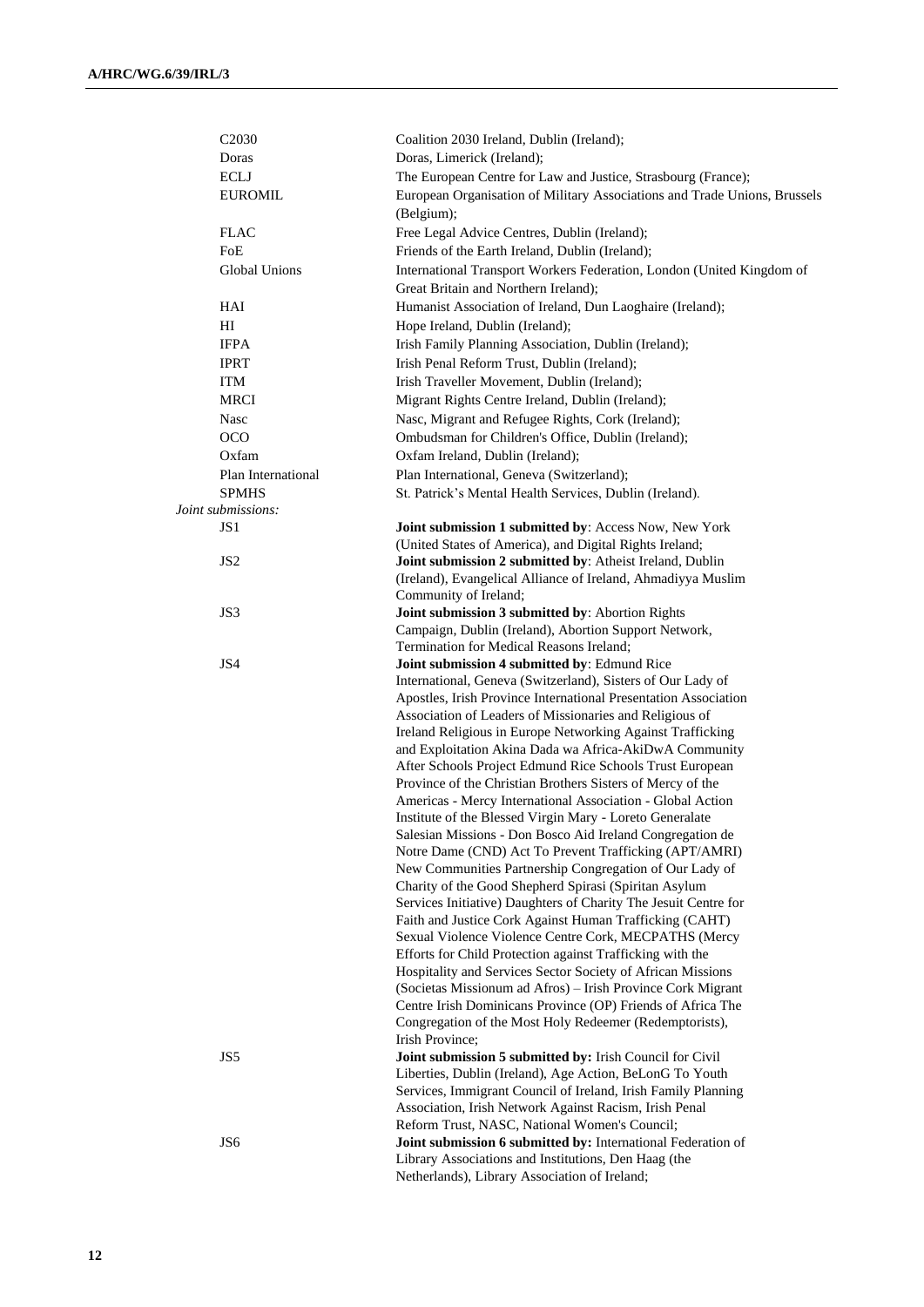| | |
|---|---|
| C2030 | Coalition 2030 Ireland, Dublin (Ireland); |
| Doras | Doras, Limerick (Ireland); |
| ECLJ | The European Centre for Law and Justice, Strasbourg (France); |
| EUROMIL | European Organisation of Military Associations and Trade Unions, Brussels (Belgium); |
| FLAC | Free Legal Advice Centres, Dublin (Ireland); |
| FoE | Friends of the Earth Ireland, Dublin (Ireland); |
| Global Unions | International Transport Workers Federation, London (United Kingdom of Great Britain and Northern Ireland); |
| HAI | Humanist Association of Ireland, Dun Laoghaire (Ireland); |
| HI | Hope Ireland, Dublin (Ireland); |
| IFPA | Irish Family Planning Association, Dublin (Ireland); |
| IPRT | Irish Penal Reform Trust, Dublin (Ireland); |
| ITM | Irish Traveller Movement, Dublin (Ireland); |
| MRCI | Migrant Rights Centre Ireland, Dublin (Ireland); |
| Nasc | Nasc, Migrant and Refugee Rights, Cork (Ireland); |
| OCO | Ombudsman for Children's Office, Dublin (Ireland); |
| Oxfam | Oxfam Ireland, Dublin (Ireland); |
| Plan International | Plan International, Geneva (Switzerland); |
| SPMHS | St. Patrick's Mental Health Services, Dublin (Ireland). |

*Joint submissions:*

| | |
|---|---|
| JS1 | **Joint submission 1 submitted by**: Access Now, New York (United States of America), and Digital Rights Ireland; |
| JS2 | **Joint submission 2 submitted by**: Atheist Ireland, Dublin (Ireland), Evangelical Alliance of Ireland, Ahmadiyya Muslim Community of Ireland; |
| JS3 | **Joint submission 3 submitted by**: Abortion Rights Campaign, Dublin (Ireland), Abortion Support Network, Termination for Medical Reasons Ireland; |
| JS4 | **Joint submission 4 submitted by**: Edmund Rice International, Geneva (Switzerland), Sisters of Our Lady of Apostles, Irish Province International Presentation Association Association of Leaders of Missionaries and Religious of Ireland Religious in Europe Networking Against Trafficking and Exploitation Akina Dada wa Africa-AkiDwA Community After Schools Project Edmund Rice Schools Trust European Province of the Christian Brothers Sisters of Mercy of the Americas - Mercy International Association - Global Action Institute of the Blessed Virgin Mary - Loreto Generalate Salesian Missions - Don Bosco Aid Ireland Congregation de Notre Dame (CND) Act To Prevent Trafficking (APT/AMRI) New Communities Partnership Congregation of Our Lady of Charity of the Good Shepherd Spirasi (Spiritan Asylum Services Initiative) Daughters of Charity The Jesuit Centre for Faith and Justice Cork Against Human Trafficking (CAHT) Sexual Violence Violence Centre Cork, MECPATHS (Mercy Efforts for Child Protection against Trafficking with the Hospitality and Services Sector Society of African Missions (Societas Missionum ad Afros) – Irish Province Cork Migrant Centre Irish Dominicans Province (OP) Friends of Africa The Congregation of the Most Holy Redeemer (Redemptorists), Irish Province; |
| JS5 | **Joint submission 5 submitted by:** Irish Council for Civil Liberties, Dublin (Ireland), Age Action, BeLonG To Youth Services, Immigrant Council of Ireland, Irish Family Planning Association, Irish Network Against Racism, Irish Penal Reform Trust, NASC, National Women's Council; |
| JS6 | **Joint submission 6 submitted by:** International Federation of Library Associations and Institutions, Den Haag (the Netherlands), Library Association of Ireland; |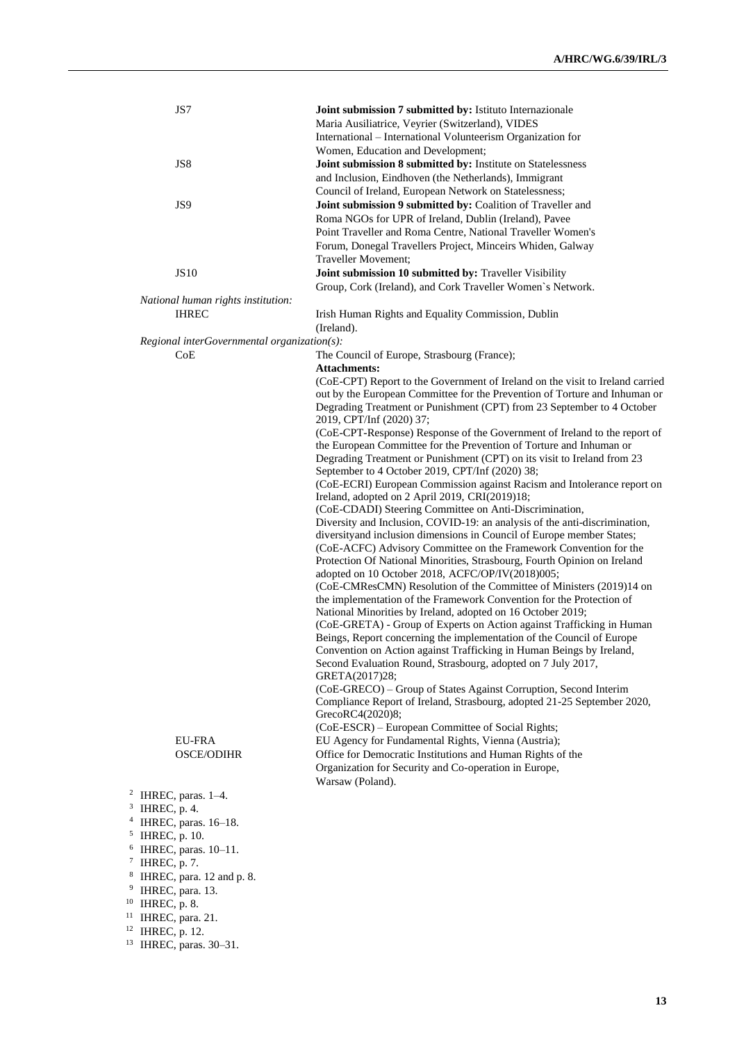| | |
|---|---|
| JS7 | **Joint submission 7 submitted by:** Istituto Internazionale Maria Ausiliatrice, Veyrier (Switzerland), VIDES International – International Volunteerism Organization for Women, Education and Development; |
| JS8 | **Joint submission 8 submitted by:** Institute on Statelessness and Inclusion, Eindhoven (the Netherlands), Immigrant Council of Ireland, European Network on Statelessness; |
| JS9 | **Joint submission 9 submitted by:** Coalition of Traveller and Roma NGOs for UPR of Ireland, Dublin (Ireland), Pavee Point Traveller and Roma Centre, National Traveller Women's Forum, Donegal Travellers Project, Minceirs Whiden, Galway Traveller Movement; |
| JS10 | **Joint submission 10 submitted by:** Traveller Visibility Group, Cork (Ireland), and Cork Traveller Women`s Network. |

*National human rights institution:*

| | |
|---|---|
| IHREC | Irish Human Rights and Equality Commission, Dublin (Ireland). |

*Regional interGovernmental organization(s):*

| | |
|---|---|
| CoE | The Council of Europe, Strasbourg (France); **Attachments:** (CoE-CPT) Report to the Government of Ireland on the visit to Ireland carried out by the European Committee for the Prevention of Torture and Inhuman or Degrading Treatment or Punishment (CPT) from 23 September to 4 October 2019, CPT/Inf (2020) 37; (CoE-CPT-Response) Response of the Government of Ireland to the report of the European Committee for the Prevention of Torture and Inhuman or Degrading Treatment or Punishment (CPT) on its visit to Ireland from 23 September to 4 October 2019, CPT/Inf (2020) 38; (CoE-ECRI) European Commission against Racism and Intolerance report on Ireland, adopted on 2 April 2019, CRI(2019)18; (CoE-CDADI) Steering Committee on Anti-Discrimination, Diversity and Inclusion, COVID-19: an analysis of the anti-discrimination, diversityand inclusion dimensions in Council of Europe member States; (CoE-ACFC) Advisory Committee on the Framework Convention for the Protection Of National Minorities, Strasbourg, Fourth Opinion on Ireland adopted on 10 October 2018, ACFC/OP/IV(2018)005; (CoE-CMResCMN) Resolution of the Committee of Ministers (2019)14 on the implementation of the Framework Convention for the Protection of National Minorities by Ireland, adopted on 16 October 2019; (CoE-GRETA) - Group of Experts on Action against Trafficking in Human Beings, Report concerning the implementation of the Council of Europe Convention on Action against Trafficking in Human Beings by Ireland, Second Evaluation Round, Strasbourg, adopted on 7 July 2017, GRETA(2017)28; (CoE-GRECO) – Group of States Against Corruption, Second Interim Compliance Report of Ireland, Strasbourg, adopted 21-25 September 2020, GrecoRC4(2020)8; (CoE-ESCR) – European Committee of Social Rights; |
| EU-FRA | EU Agency for Fundamental Rights, Vienna (Austria); |
| OSCE/ODIHR | Office for Democratic Institutions and Human Rights of the Organization for Security and Co-operation in Europe, Warsaw (Poland). |

[2] IHREC, paras. 1–4.
[3] IHREC, p. 4.
[4] IHREC, paras. 16–18.
[5] IHREC, p. 10.
[6] IHREC, paras. 10–11.
[7] IHREC, p. 7.
[8] IHREC, para. 12 and p. 8.
[9] IHREC, para. 13.
[10] IHREC, p. 8.
[11] IHREC, para. 21.
[12] IHREC, p. 12.
[13] IHREC, paras. 30–31.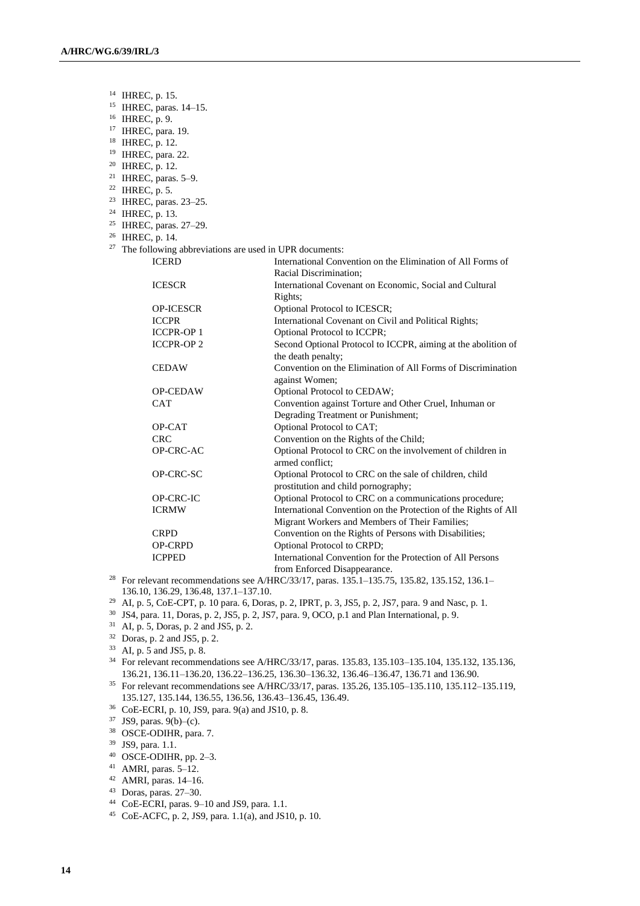[14] IHREC, p. 15.

[15] IHREC, paras. 14–15.

[16] IHREC, p. 9.

[17] IHREC, para. 19.

[18] IHREC, p. 12.

[19] IHREC, para. 22.

[20] IHREC, p. 12.

[21] IHREC, paras. 5–9.

[22] IHREC, p. 5.

[23] IHREC, paras. 23–25.

[24] IHREC, p. 13.

[25] IHREC, paras. 27–29.

[26] IHREC, p. 14.

[27] The following abbreviations are used in UPR documents:

| | |
|---|---|
| ICERD | International Convention on the Elimination of All Forms of Racial Discrimination; |
| ICESCR | International Covenant on Economic, Social and Cultural Rights; |
| OP-ICESCR | Optional Protocol to ICESCR; |
| ICCPR | International Covenant on Civil and Political Rights; |
| ICCPR-OP 1 | Optional Protocol to ICCPR; |
| ICCPR-OP 2 | Second Optional Protocol to ICCPR, aiming at the abolition of the death penalty; |
| CEDAW | Convention on the Elimination of All Forms of Discrimination against Women; |
| OP-CEDAW | Optional Protocol to CEDAW; |
| CAT | Convention against Torture and Other Cruel, Inhuman or Degrading Treatment or Punishment; |
| OP-CAT | Optional Protocol to CAT; |
| CRC | Convention on the Rights of the Child; |
| OP-CRC-AC | Optional Protocol to CRC on the involvement of children in armed conflict; |
| OP-CRC-SC | Optional Protocol to CRC on the sale of children, child prostitution and child pornography; |
| OP-CRC-IC | Optional Protocol to CRC on a communications procedure; |
| ICRMW | International Convention on the Protection of the Rights of All Migrant Workers and Members of Their Families; |
| CRPD | Convention on the Rights of Persons with Disabilities; |
| OP-CRPD | Optional Protocol to CRPD; |
| ICPPED | International Convention for the Protection of All Persons from Enforced Disappearance. |

[28] For relevant recommendations see A/HRC/33/17, paras. 135.1–135.75, 135.82, 135.152, 136.1–136.10, 136.29, 136.48, 137.1–137.10.

[29] AI, p. 5, CoE-CPT, p. 10 para. 6, Doras, p. 2, IPRT, p. 3, JS5, p. 2, JS7, para. 9 and Nasc, p. 1.

[30] JS4, para. 11, Doras, p. 2, JS5, p. 2, JS7, para. 9, OCO, p.1 and Plan International, p. 9.

[31] AI, p. 5, Doras, p. 2 and JS5, p. 2.

[32] Doras, p. 2 and JS5, p. 2.

[33] AI, p. 5 and JS5, p. 8.

[34] For relevant recommendations see A/HRC/33/17, paras. 135.83, 135.103–135.104, 135.132, 135.136, 136.21, 136.11–136.20, 136.22–136.25, 136.30–136.32, 136.46–136.47, 136.71 and 136.90.

[35] For relevant recommendations see A/HRC/33/17, paras. 135.26, 135.105–135.110, 135.112–135.119, 135.127, 135.144, 136.55, 136.56, 136.43–136.45, 136.49.

[36] CoE-ECRI, p. 10, JS9, para. 9(a) and JS10, p. 8.

[37] JS9, paras. 9(b)–(c).

[38] OSCE-ODIHR, para. 7.

[39] JS9, para. 1.1.

[40] OSCE-ODIHR, pp. 2–3.

[41] AMRI, paras. 5–12.

[42] AMRI, paras. 14–16.

[43] Doras, paras. 27–30.

[44] CoE-ECRI, paras. 9–10 and JS9, para. 1.1.

[45] CoE-ACFC, p. 2, JS9, para. 1.1(a), and JS10, p. 10.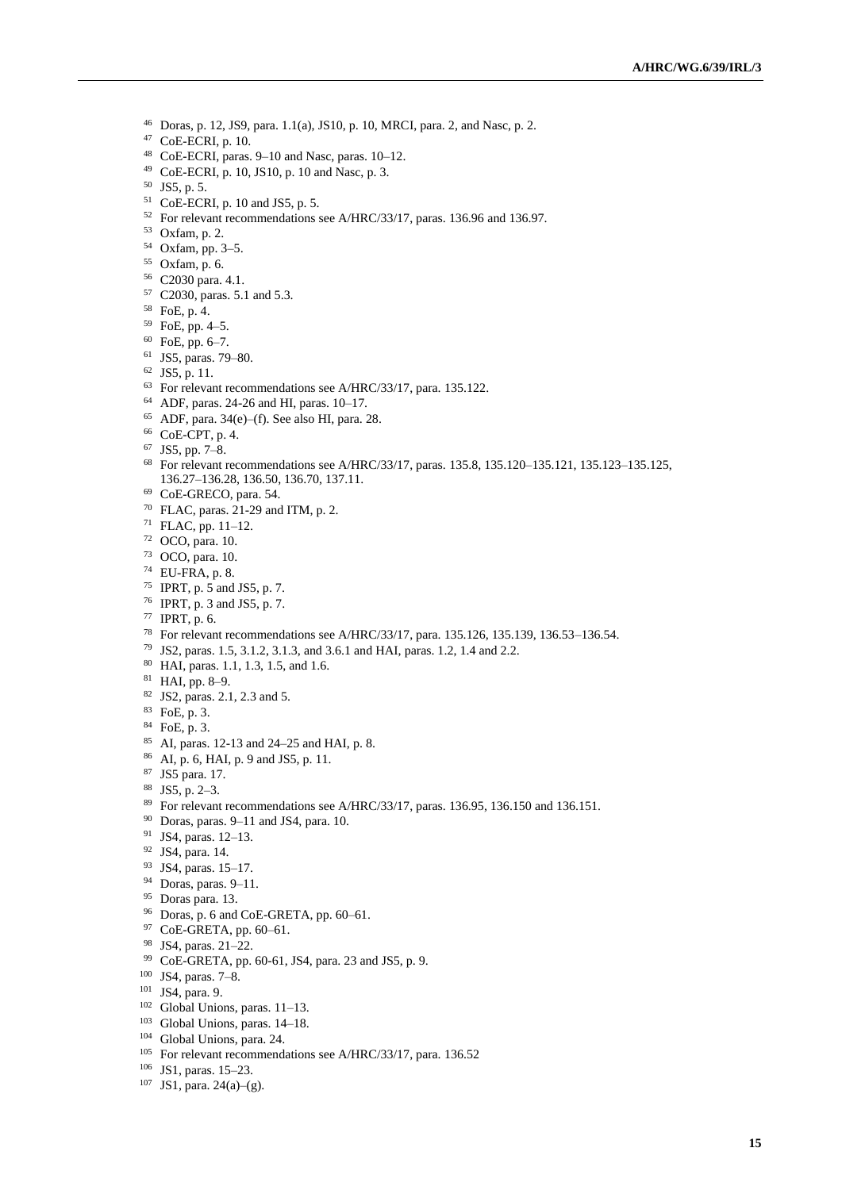[46] Doras, p. 12, JS9, para. 1.1(a), JS10, p. 10, MRCI, para. 2, and Nasc, p. 2.
[47] CoE-ECRI, p. 10.
[48] CoE-ECRI, paras. 9–10 and Nasc, paras. 10–12.
[49] CoE-ECRI, p. 10, JS10, p. 10 and Nasc, p. 3.
[50] JS5, p. 5.
[51] CoE-ECRI, p. 10 and JS5, p. 5.
[52] For relevant recommendations see A/HRC/33/17, paras. 136.96 and 136.97.
[53] Oxfam, p. 2.
[54] Oxfam, pp. 3–5.
[55] Oxfam, p. 6.
[56] C2030 para. 4.1.
[57] C2030, paras. 5.1 and 5.3.
[58] FoE, p. 4.
[59] FoE, pp. 4–5.
[60] FoE, pp. 6–7.
[61] JS5, paras. 79–80.
[62] JS5, p. 11.
[63] For relevant recommendations see A/HRC/33/17, para. 135.122.
[64] ADF, paras. 24-26 and HI, paras. 10–17.
[65] ADF, para. 34(e)–(f). See also HI, para. 28.
[66] CoE-CPT, p. 4.
[67] JS5, pp. 7–8.
[68] For relevant recommendations see A/HRC/33/17, paras. 135.8, 135.120–135.121, 135.123–135.125, 136.27–136.28, 136.50, 136.70, 137.11.
[69] CoE-GRECO, para. 54.
[70] FLAC, paras. 21-29 and ITM, p. 2.
[71] FLAC, pp. 11–12.
[72] OCO, para. 10.
[73] OCO, para. 10.
[74] EU-FRA, p. 8.
[75] IPRT, p. 5 and JS5, p. 7.
[76] IPRT, p. 3 and JS5, p. 7.
[77] IPRT, p. 6.
[78] For relevant recommendations see A/HRC/33/17, para. 135.126, 135.139, 136.53–136.54.
[79] JS2, paras. 1.5, 3.1.2, 3.1.3, and 3.6.1 and HAI, paras. 1.2, 1.4 and 2.2.
[80] HAI, paras. 1.1, 1.3, 1.5, and 1.6.
[81] HAI, pp. 8–9.
[82] JS2, paras. 2.1, 2.3 and 5.
[83] FoE, p. 3.
[84] FoE, p. 3.
[85] AI, paras. 12-13 and 24–25 and HAI, p. 8.
[86] AI, p. 6, HAI, p. 9 and JS5, p. 11.
[87] JS5 para. 17.
[88] JS5, p. 2–3.
[89] For relevant recommendations see A/HRC/33/17, paras. 136.95, 136.150 and 136.151.
[90] Doras, paras. 9–11 and JS4, para. 10.
[91] JS4, paras. 12–13.
[92] JS4, para. 14.
[93] JS4, paras. 15–17.
[94] Doras, paras. 9–11.
[95] Doras para. 13.
[96] Doras, p. 6 and CoE-GRETA, pp. 60–61.
[97] CoE-GRETA, pp. 60–61.
[98] JS4, paras. 21–22.
[99] CoE-GRETA, pp. 60-61, JS4, para. 23 and JS5, p. 9.
[100] JS4, paras. 7–8.
[101] JS4, para. 9.
[102] Global Unions, paras. 11–13.
[103] Global Unions, paras. 14–18.
[104] Global Unions, para. 24.
[105] For relevant recommendations see A/HRC/33/17, para. 136.52
[106] JS1, paras. 15–23.
[107] JS1, para. 24(a)–(g).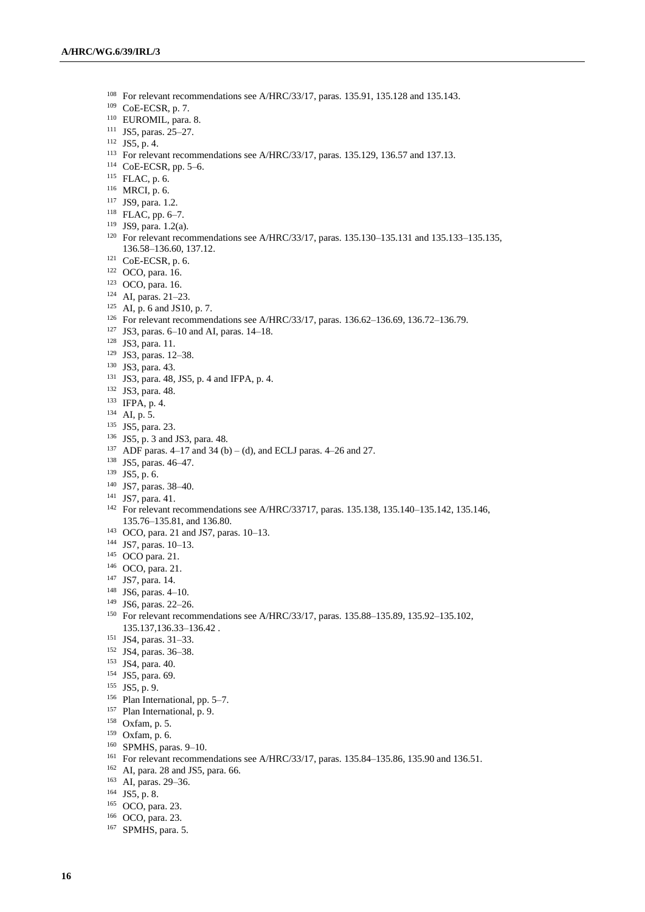[108] For relevant recommendations see A/HRC/33/17, paras. 135.91, 135.128 and 135.143.
[109] CoE-ECSR, p. 7.
[110] EUROMIL, para. 8.
[111] JS5, paras. 25–27.
[112] JS5, p. 4.
[113] For relevant recommendations see A/HRC/33/17, paras. 135.129, 136.57 and 137.13.
[114] CoE-ECSR, pp. 5–6.
[115] FLAC, p. 6.
[116] MRCI, p. 6.
[117] JS9, para. 1.2.
[118] FLAC, pp. 6–7.
[119] JS9, para. 1.2(a).
[120] For relevant recommendations see A/HRC/33/17, paras. 135.130–135.131 and 135.133–135.135, 136.58–136.60, 137.12.
[121] CoE-ECSR, p. 6.
[122] OCO, para. 16.
[123] OCO, para. 16.
[124] AI, paras. 21–23.
[125] AI, p. 6 and JS10, p. 7.
[126] For relevant recommendations see A/HRC/33/17, paras. 136.62–136.69, 136.72–136.79.
[127] JS3, paras. 6–10 and AI, paras. 14–18.
[128] JS3, para. 11.
[129] JS3, paras. 12–38.
[130] JS3, para. 43.
[131] JS3, para. 48, JS5, p. 4 and IFPA, p. 4.
[132] JS3, para. 48.
[133] IFPA, p. 4.
[134] AI, p. 5.
[135] JS5, para. 23.
[136] JS5, p. 3 and JS3, para. 48.
[137] ADF paras. 4–17 and 34 (b) – (d), and ECLJ paras. 4–26 and 27.
[138] JS5, paras. 46–47.
[139] JS5, p. 6.
[140] JS7, paras. 38–40.
[141] JS7, para. 41.
[142] For relevant recommendations see A/HRC/33717, paras. 135.138, 135.140–135.142, 135.146, 135.76–135.81, and 136.80.
[143] OCO, para. 21 and JS7, paras. 10–13.
[144] JS7, paras. 10–13.
[145] OCO para. 21.
[146] OCO, para. 21.
[147] JS7, para. 14.
[148] JS6, paras. 4–10.
[149] JS6, paras. 22–26.
[150] For relevant recommendations see A/HRC/33/17, paras. 135.88–135.89, 135.92–135.102, 135.137,136.33–136.42 .
[151] JS4, paras. 31–33.
[152] JS4, paras. 36–38.
[153] JS4, para. 40.
[154] JS5, para. 69.
[155] JS5, p. 9.
[156] Plan International, pp. 5–7.
[157] Plan International, p. 9.
[158] Oxfam, p. 5.
[159] Oxfam, p. 6.
[160] SPMHS, paras. 9–10.
[161] For relevant recommendations see A/HRC/33/17, paras. 135.84–135.86, 135.90 and 136.51.
[162] AI, para. 28 and JS5, para. 66.
[163] AI, paras. 29–36.
[164] JS5, p. 8.
[165] OCO, para. 23.
[166] OCO, para. 23.
[167] SPMHS, para. 5.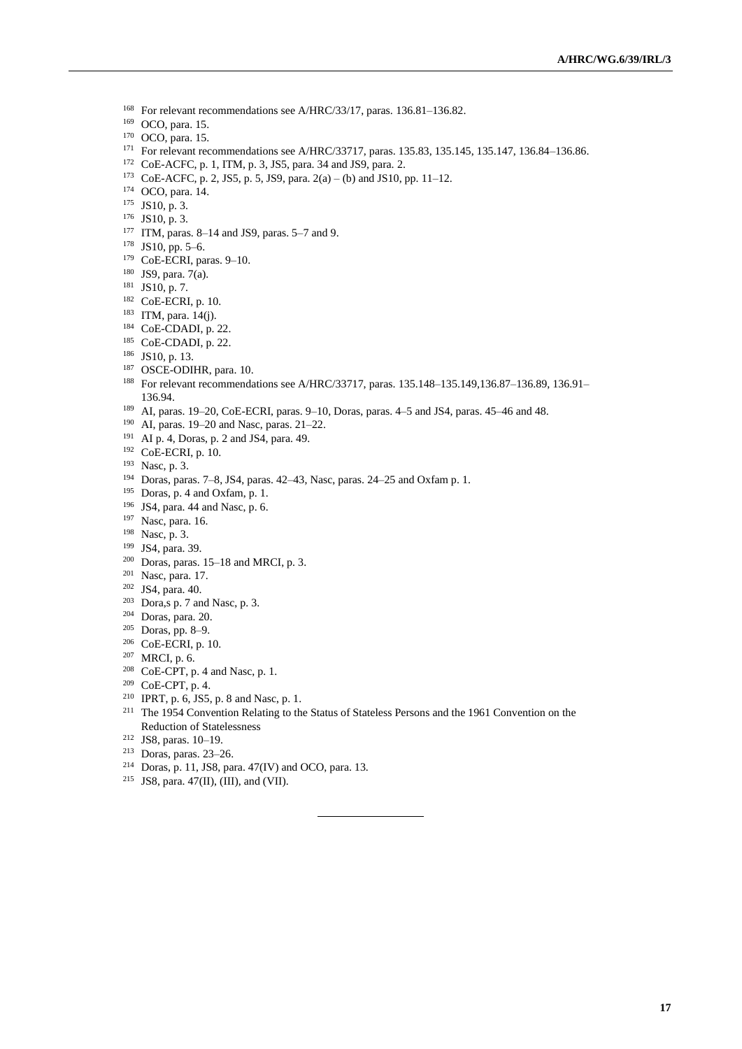[168] For relevant recommendations see A/HRC/33/17, paras. 136.81–136.82.

[169] OCO, para. 15.

[170] OCO, para. 15.

[171] For relevant recommendations see A/HRC/33717, paras. 135.83, 135.145, 135.147, 136.84–136.86.

[172] CoE-ACFC, p. 1, ITM, p. 3, JS5, para. 34 and JS9, para. 2.

[173] CoE-ACFC, p. 2, JS5, p. 5, JS9, para. 2(a) – (b) and JS10, pp. 11–12.

[174] OCO, para. 14.

[175] JS10, p. 3.

[176] JS10, p. 3.

[177] ITM, paras. 8–14 and JS9, paras. 5–7 and 9.

[178] JS10, pp. 5–6.

[179] CoE-ECRI, paras. 9–10.

[180] JS9, para. 7(a).

[181] JS10, p. 7.

[182] CoE-ECRI, p. 10.

[183] ITM, para. 14(j).

[184] CoE-CDADI, p. 22.

[185] CoE-CDADI, p. 22.

[186] JS10, p. 13.

[187] OSCE-ODIHR, para. 10.

[188] For relevant recommendations see A/HRC/33717, paras. 135.148–135.149,136.87–136.89, 136.91–136.94.

[189] AI, paras. 19–20, CoE-ECRI, paras. 9–10, Doras, paras. 4–5 and JS4, paras. 45–46 and 48.

[190] AI, paras. 19–20 and Nasc, paras. 21–22.

[191] AI p. 4, Doras, p. 2 and JS4, para. 49.

[192] CoE-ECRI, p. 10.

[193] Nasc, p. 3.

[194] Doras, paras. 7–8, JS4, paras. 42–43, Nasc, paras. 24–25 and Oxfam p. 1.

[195] Doras, p. 4 and Oxfam, p. 1.

[196] JS4, para. 44 and Nasc, p. 6.

[197] Nasc, para. 16.

[198] Nasc, p. 3.

[199] JS4, para. 39.

[200] Doras, paras. 15–18 and MRCI, p. 3.

[201] Nasc, para. 17.

[202] JS4, para. 40.

[203] Dora,s p. 7 and Nasc, p. 3.

[204] Doras, para. 20.

[205] Doras, pp. 8–9.

[206] CoE-ECRI, p. 10.

[207] MRCI, p. 6.

[208] CoE-CPT, p. 4 and Nasc, p. 1.

[209] CoE-CPT, p. 4.

[210] IPRT, p. 6, JS5, p. 8 and Nasc, p. 1.

[211] The 1954 Convention Relating to the Status of Stateless Persons and the 1961 Convention on the Reduction of Statelessness

[212] JS8, paras. 10–19.

[213] Doras, paras. 23–26.

[214] Doras, p. 11, JS8, para. 47(IV) and OCO, para. 13.

[215] JS8, para. 47(II), (III), and (VII).